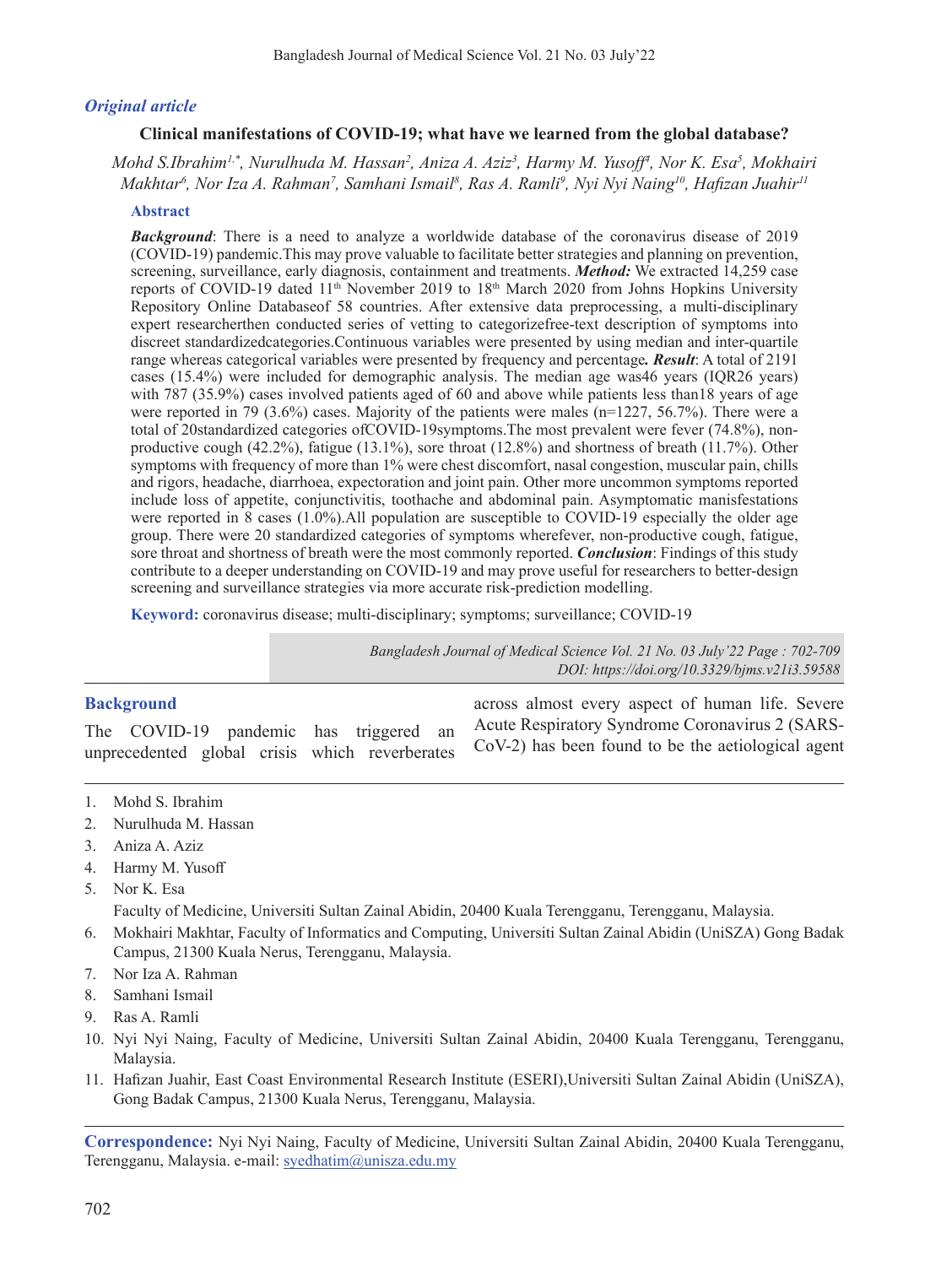*Original article*

# Clinical manifestations of COVID-19; what have we learned from the global database?

*Mohd S.Ibrahim[1,*], Nurulhuda M. Hassan[2], Aniza A. Aziz[3], Harmy M. Yusoff[4], Nor K. Esa[5], Mokhairi Makhtar[6], Nor Iza A. Rahman[7], Samhani Ismail[8], Ras A. Ramli[9], Nyi Nyi Naing[10], Hafizan Juahir[11]*

## Abstract

***Background***: There is a need to analyze a worldwide database of the coronavirus disease of 2019 (COVID-19) pandemic.This may prove valuable to facilitate better strategies and planning on prevention, screening, surveillance, early diagnosis, containment and treatments. ***Method:*** We extracted 14,259 case reports of COVID-19 dated 11th November 2019 to 18th March 2020 from Johns Hopkins University Repository Online Databaseof 58 countries. After extensive data preprocessing, a multi-disciplinary expert researcherthen conducted series of vetting to categorizefree-text description of symptoms into discreet standardizedcategories.Continuous variables were presented by using median and inter-quartile range whereas categorical variables were presented by frequency and percentage***.*** ***Result***: A total of 2191 cases (15.4%) were included for demographic analysis. The median age was46 years (IQR26 years) with 787 (35.9%) cases involved patients aged of 60 and above while patients less than18 years of age were reported in 79 (3.6%) cases. Majority of the patients were males (n=1227, 56.7%). There were a total of 20standardized categories ofCOVID-19symptoms.The most prevalent were fever (74.8%), non-productive cough (42.2%), fatigue (13.1%), sore throat (12.8%) and shortness of breath (11.7%). Other symptoms with frequency of more than 1% were chest discomfort, nasal congestion, muscular pain, chills and rigors, headache, diarrhoea, expectoration and joint pain. Other more uncommon symptoms reported include loss of appetite, conjunctivitis, toothache and abdominal pain. Asymptomatic manisfestations were reported in 8 cases (1.0%).All population are susceptible to COVID-19 especially the older age group. There were 20 standardized categories of symptoms wherefever, non-productive cough, fatigue, sore throat and shortness of breath were the most commonly reported. ***Conclusion***: Findings of this study contribute to a deeper understanding on COVID-19 and may prove useful for researchers to better-design screening and surveillance strategies via more accurate risk-prediction modelling.

**Keyword:** coronavirus disease; multi-disciplinary; symptoms; surveillance; COVID-19

*DOI: https://doi.org/10.3329/bjms.v21i3.59588*

## Background

The COVID-19 pandemic has triggered an unprecedented global crisis which reverberates across almost every aspect of human life. Severe Acute Respiratory Syndrome Coronavirus 2 (SARS-CoV-2) has been found to be the aetiological agent

1. Mohd S. Ibrahim
2. Nurulhuda M. Hassan
3. Aniza A. Aziz
4. Harmy M. Yusoff
5. Nor K. Esa

   Faculty of Medicine, Universiti Sultan Zainal Abidin, 20400 Kuala Terengganu, Terengganu, Malaysia.
6. Mokhairi Makhtar, Faculty of Informatics and Computing, Universiti Sultan Zainal Abidin (UniSZA) Gong Badak Campus, 21300 Kuala Nerus, Terengganu, Malaysia.
7. Nor Iza A. Rahman
8. Samhani Ismail
9. Ras A. Ramli
10. Nyi Nyi Naing, Faculty of Medicine, Universiti Sultan Zainal Abidin, 20400 Kuala Terengganu, Terengganu, Malaysia.
11. Hafizan Juahir, East Coast Environmental Research Institute (ESERI),Universiti Sultan Zainal Abidin (UniSZA), Gong Badak Campus, 21300 Kuala Nerus, Terengganu, Malaysia.

**Correspondence:** Nyi Nyi Naing, Faculty of Medicine, Universiti Sultan Zainal Abidin, 20400 Kuala Terengganu, Terengganu, Malaysia. e-mail: syedhatim@unisza.edu.my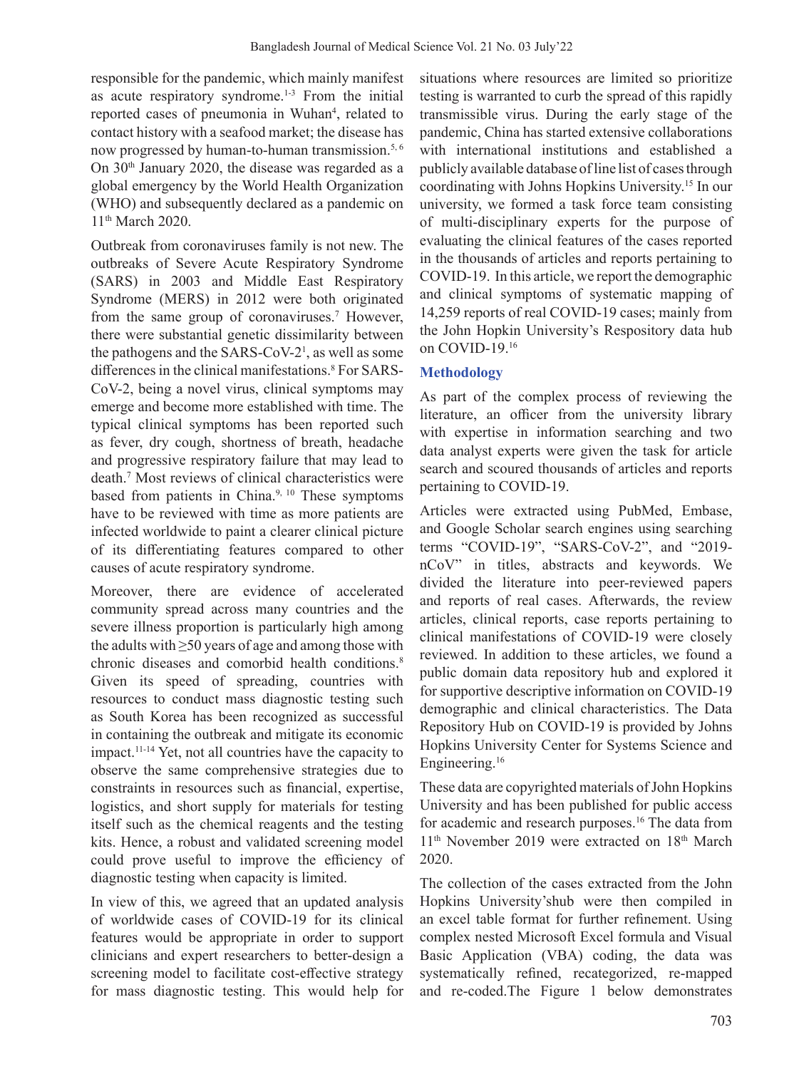responsible for the pandemic, which mainly manifest as acute respiratory syndrome.[1-3] From the initial reported cases of pneumonia in Wuhan[4], related to contact history with a seafood market; the disease has now progressed by human-to-human transmission.[5, 6] On 30th January 2020, the disease was regarded as a global emergency by the World Health Organization (WHO) and subsequently declared as a pandemic on 11th March 2020.

Outbreak from coronaviruses family is not new. The outbreaks of Severe Acute Respiratory Syndrome (SARS) in 2003 and Middle East Respiratory Syndrome (MERS) in 2012 were both originated from the same group of coronaviruses.[7] However, there were substantial genetic dissimilarity between the pathogens and the SARS-CoV-2[1], as well as some differences in the clinical manifestations.[8] For SARS-CoV-2, being a novel virus, clinical symptoms may emerge and become more established with time. The typical clinical symptoms has been reported such as fever, dry cough, shortness of breath, headache and progressive respiratory failure that may lead to death.[7] Most reviews of clinical characteristics were based from patients in China.[9, 10] These symptoms have to be reviewed with time as more patients are infected worldwide to paint a clearer clinical picture of its differentiating features compared to other causes of acute respiratory syndrome.

Moreover, there are evidence of accelerated community spread across many countries and the severe illness proportion is particularly high among the adults with ≥50 years of age and among those with chronic diseases and comorbid health conditions.[8] Given its speed of spreading, countries with resources to conduct mass diagnostic testing such as South Korea has been recognized as successful in containing the outbreak and mitigate its economic impact.[11-14] Yet, not all countries have the capacity to observe the same comprehensive strategies due to constraints in resources such as financial, expertise, logistics, and short supply for materials for testing itself such as the chemical reagents and the testing kits. Hence, a robust and validated screening model could prove useful to improve the efficiency of diagnostic testing when capacity is limited.

In view of this, we agreed that an updated analysis of worldwide cases of COVID-19 for its clinical features would be appropriate in order to support clinicians and expert researchers to better-design a screening model to facilitate cost-effective strategy for mass diagnostic testing. This would help for situations where resources are limited so prioritize testing is warranted to curb the spread of this rapidly transmissible virus. During the early stage of the pandemic, China has started extensive collaborations with international institutions and established a publicly available database of line list of cases through coordinating with Johns Hopkins University.[15] In our university, we formed a task force team consisting of multi-disciplinary experts for the purpose of evaluating the clinical features of the cases reported in the thousands of articles and reports pertaining to COVID-19. In this article, we report the demographic and clinical symptoms of systematic mapping of 14,259 reports of real COVID-19 cases; mainly from the John Hopkin University's Respository data hub on COVID-19.[16]

## Methodology

As part of the complex process of reviewing the literature, an officer from the university library with expertise in information searching and two data analyst experts were given the task for article search and scoured thousands of articles and reports pertaining to COVID-19.

Articles were extracted using PubMed, Embase, and Google Scholar search engines using searching terms "COVID-19", "SARS-CoV-2", and "2019-nCoV" in titles, abstracts and keywords. We divided the literature into peer-reviewed papers and reports of real cases. Afterwards, the review articles, clinical reports, case reports pertaining to clinical manifestations of COVID-19 were closely reviewed. In addition to these articles, we found a public domain data repository hub and explored it for supportive descriptive information on COVID-19 demographic and clinical characteristics. The Data Repository Hub on COVID-19 is provided by Johns Hopkins University Center for Systems Science and Engineering.[16]

These data are copyrighted materials of John Hopkins University and has been published for public access for academic and research purposes.[16] The data from 11th November 2019 were extracted on 18th March 2020.

The collection of the cases extracted from the John Hopkins University'shub were then compiled in an excel table format for further refinement. Using complex nested Microsoft Excel formula and Visual Basic Application (VBA) coding, the data was systematically refined, recategorized, re-mapped and re-coded.The Figure 1 below demonstrates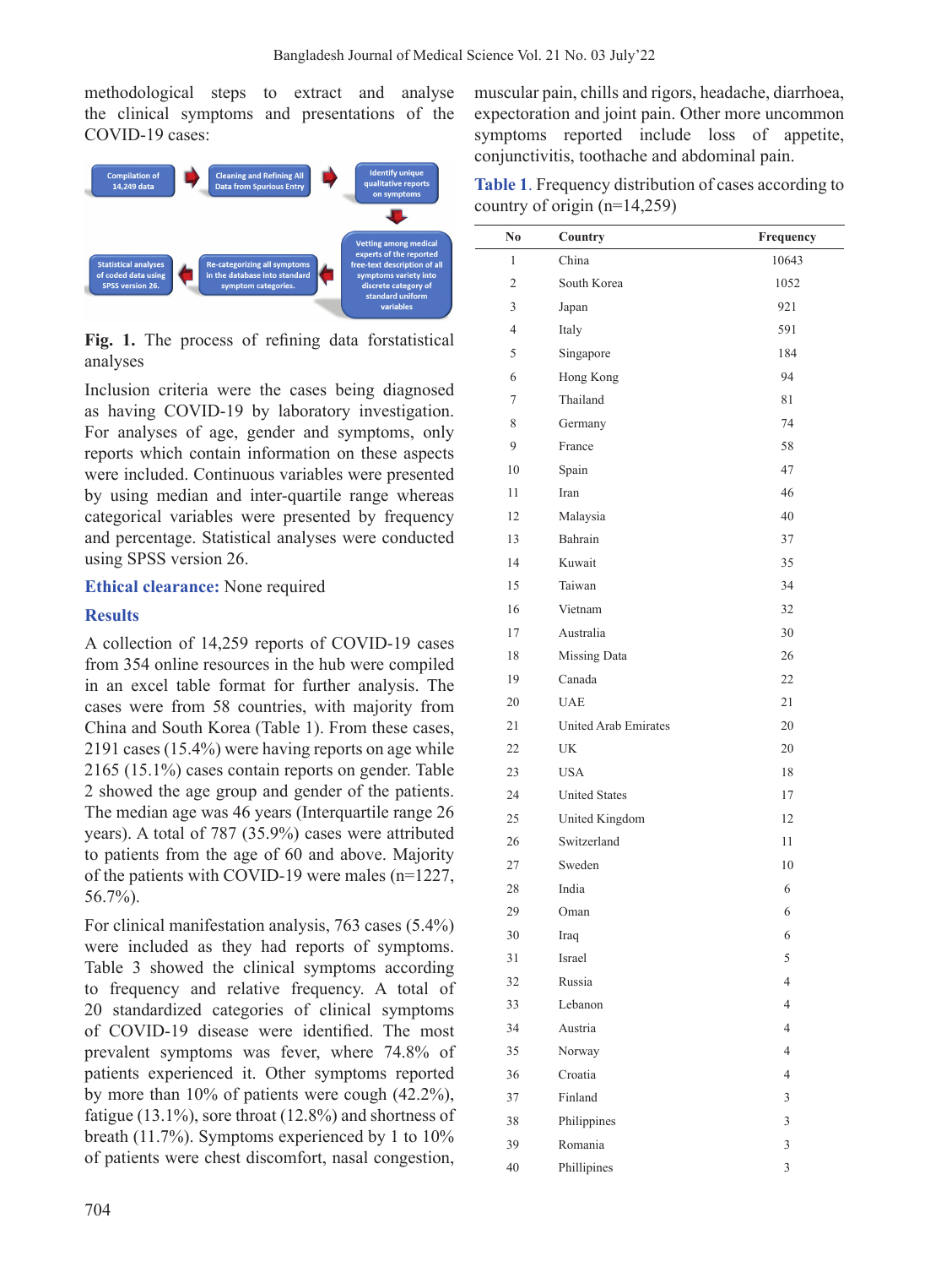methodological steps to extract and analyse the clinical symptoms and presentations of the COVID-19 cases:

Compilation of 14,249 data → Cleaning and Refining All Data from Spurious Entry → Identify unique qualitative reports on symptoms → Vetting among medical experts of the reported free-text description of all symptoms variety into discrete category of standard uniform variables → Re-categorizing all symptoms in the database into standard symptom categories. → Statistical analyses of coded data using SPSS version 26.

**Fig. 1.** The process of refining data forstatistical analyses

Inclusion criteria were the cases being diagnosed as having COVID-19 by laboratory investigation. For analyses of age, gender and symptoms, only reports which contain information on these aspects were included. Continuous variables were presented by using median and inter-quartile range whereas categorical variables were presented by frequency and percentage. Statistical analyses were conducted using SPSS version 26.

**Ethical clearance:** None required

## Results

A collection of 14,259 reports of COVID-19 cases from 354 online resources in the hub were compiled in an excel table format for further analysis. The cases were from 58 countries, with majority from China and South Korea (Table 1). From these cases, 2191 cases (15.4%) were having reports on age while 2165 (15.1%) cases contain reports on gender. Table 2 showed the age group and gender of the patients. The median age was 46 years (Interquartile range 26 years). A total of 787 (35.9%) cases were attributed to patients from the age of 60 and above. Majority of the patients with COVID-19 were males (n=1227, 56.7%).

For clinical manifestation analysis, 763 cases (5.4%) were included as they had reports of symptoms. Table 3 showed the clinical symptoms according to frequency and relative frequency. A total of 20 standardized categories of clinical symptoms of COVID-19 disease were identified. The most prevalent symptoms was fever, where 74.8% of patients experienced it. Other symptoms reported by more than 10% of patients were cough (42.2%), fatigue (13.1%), sore throat (12.8%) and shortness of breath (11.7%). Symptoms experienced by 1 to 10% of patients were chest discomfort, nasal congestion, muscular pain, chills and rigors, headache, diarrhoea, expectoration and joint pain. Other more uncommon symptoms reported include loss of appetite, conjunctivitis, toothache and abdominal pain.

**Table 1**. Frequency distribution of cases according to country of origin (n=14,259)

| No | Country | Frequency |
|---|---|---|
| 1 | China | 10643 |
| 2 | South Korea | 1052 |
| 3 | Japan | 921 |
| 4 | Italy | 591 |
| 5 | Singapore | 184 |
| 6 | Hong Kong | 94 |
| 7 | Thailand | 81 |
| 8 | Germany | 74 |
| 9 | France | 58 |
| 10 | Spain | 47 |
| 11 | Iran | 46 |
| 12 | Malaysia | 40 |
| 13 | Bahrain | 37 |
| 14 | Kuwait | 35 |
| 15 | Taiwan | 34 |
| 16 | Vietnam | 32 |
| 17 | Australia | 30 |
| 18 | Missing Data | 26 |
| 19 | Canada | 22 |
| 20 | UAE | 21 |
| 21 | United Arab Emirates | 20 |
| 22 | UK | 20 |
| 23 | USA | 18 |
| 24 | United States | 17 |
| 25 | United Kingdom | 12 |
| 26 | Switzerland | 11 |
| 27 | Sweden | 10 |
| 28 | India | 6 |
| 29 | Oman | 6 |
| 30 | Iraq | 6 |
| 31 | Israel | 5 |
| 32 | Russia | 4 |
| 33 | Lebanon | 4 |
| 34 | Austria | 4 |
| 35 | Norway | 4 |
| 36 | Croatia | 4 |
| 37 | Finland | 3 |
| 38 | Philippines | 3 |
| 39 | Romania | 3 |
| 40 | Phillipines | 3 |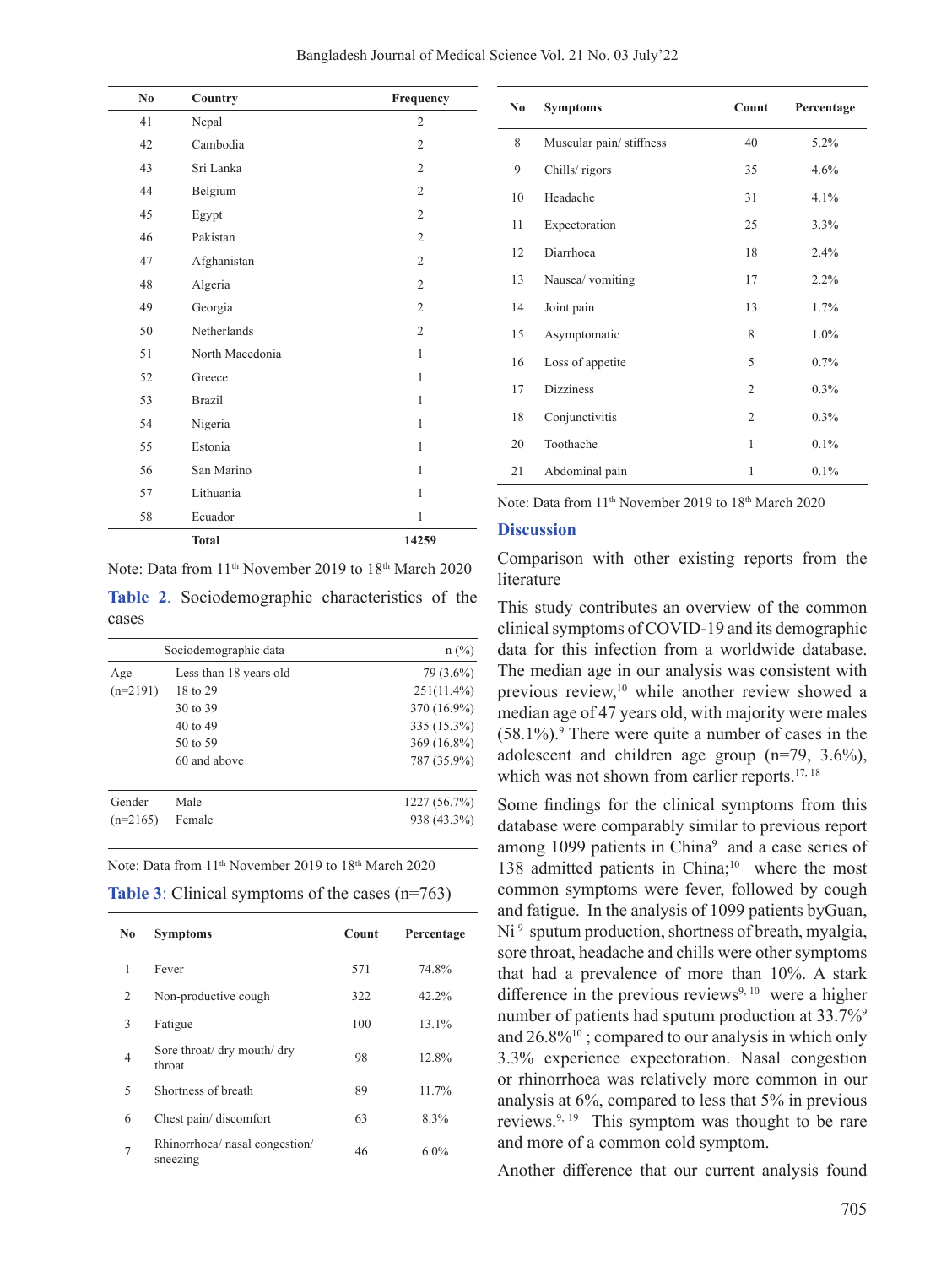| No | Country | Frequency |
|---|---|---|
| 41 | Nepal | 2 |
| 42 | Cambodia | 2 |
| 43 | Sri Lanka | 2 |
| 44 | Belgium | 2 |
| 45 | Egypt | 2 |
| 46 | Pakistan | 2 |
| 47 | Afghanistan | 2 |
| 48 | Algeria | 2 |
| 49 | Georgia | 2 |
| 50 | Netherlands | 2 |
| 51 | North Macedonia | 1 |
| 52 | Greece | 1 |
| 53 | Brazil | 1 |
| 54 | Nigeria | 1 |
| 55 | Estonia | 1 |
| 56 | San Marino | 1 |
| 57 | Lithuania | 1 |
| 58 | Ecuador | 1 |
| | **Total** | **14259** |

Note: Data from 11th November 2019 to 18th March 2020

**Table 2**. Sociodemographic characteristics of the cases

| Sociodemographic data | | n (%) |
|---|---|---|
| Age (n=2191) | Less than 18 years old | 79 (3.6%) |
| | 18 to 29 | 251(11.4%) |
| | 30 to 39 | 370 (16.9%) |
| | 40 to 49 | 335 (15.3%) |
| | 50 to 59 | 369 (16.8%) |
| | 60 and above | 787 (35.9%) |
| Gender (n=2165) | Male | 1227 (56.7%) |
| | Female | 938 (43.3%) |

Note: Data from 11th November 2019 to 18th March 2020

**Table 3**: Clinical symptoms of the cases (n=763)

| No | Symptoms | Count | Percentage |
|---|---|---|---|
| 1 | Fever | 571 | 74.8% |
| 2 | Non-productive cough | 322 | 42.2% |
| 3 | Fatigue | 100 | 13.1% |
| 4 | Sore throat/ dry mouth/ dry throat | 98 | 12.8% |
| 5 | Shortness of breath | 89 | 11.7% |
| 6 | Chest pain/ discomfort | 63 | 8.3% |
| 7 | Rhinorrhoea/ nasal congestion/ sneezing | 46 | 6.0% |
| 8 | Muscular pain/ stiffness | 40 | 5.2% |
| 9 | Chills/ rigors | 35 | 4.6% |
| 10 | Headache | 31 | 4.1% |
| 11 | Expectoration | 25 | 3.3% |
| 12 | Diarrhoea | 18 | 2.4% |
| 13 | Nausea/ vomiting | 17 | 2.2% |
| 14 | Joint pain | 13 | 1.7% |
| 15 | Asymptomatic | 8 | 1.0% |
| 16 | Loss of appetite | 5 | 0.7% |
| 17 | Dizziness | 2 | 0.3% |
| 18 | Conjunctivitis | 2 | 0.3% |
| 20 | Toothache | 1 | 0.1% |
| 21 | Abdominal pain | 1 | 0.1% |

Note: Data from 11th November 2019 to 18th March 2020

## Discussion

Comparison with other existing reports from the literature

This study contributes an overview of the common clinical symptoms of COVID-19 and its demographic data for this infection from a worldwide database. The median age in our analysis was consistent with previous review,[10] while another review showed a median age of 47 years old, with majority were males (58.1%).[9] There were quite a number of cases in the adolescent and children age group (n=79, 3.6%), which was not shown from earlier reports.[17, 18]

Some findings for the clinical symptoms from this database were comparably similar to previous report among 1099 patients in China[9] and a case series of 138 admitted patients in China;[10] where the most common symptoms were fever, followed by cough and fatigue. In the analysis of 1099 patients byGuan, Ni [9] sputum production, shortness of breath, myalgia, sore throat, headache and chills were other symptoms that had a prevalence of more than 10%. A stark difference in the previous reviews[9, 10] were a higher number of patients had sputum production at 33.7%[9] and 26.8%[10] ; compared to our analysis in which only 3.3% experience expectoration. Nasal congestion or rhinorrhoea was relatively more common in our analysis at 6%, compared to less that 5% in previous reviews.[9, 19] This symptom was thought to be rare and more of a common cold symptom.

Another difference that our current analysis found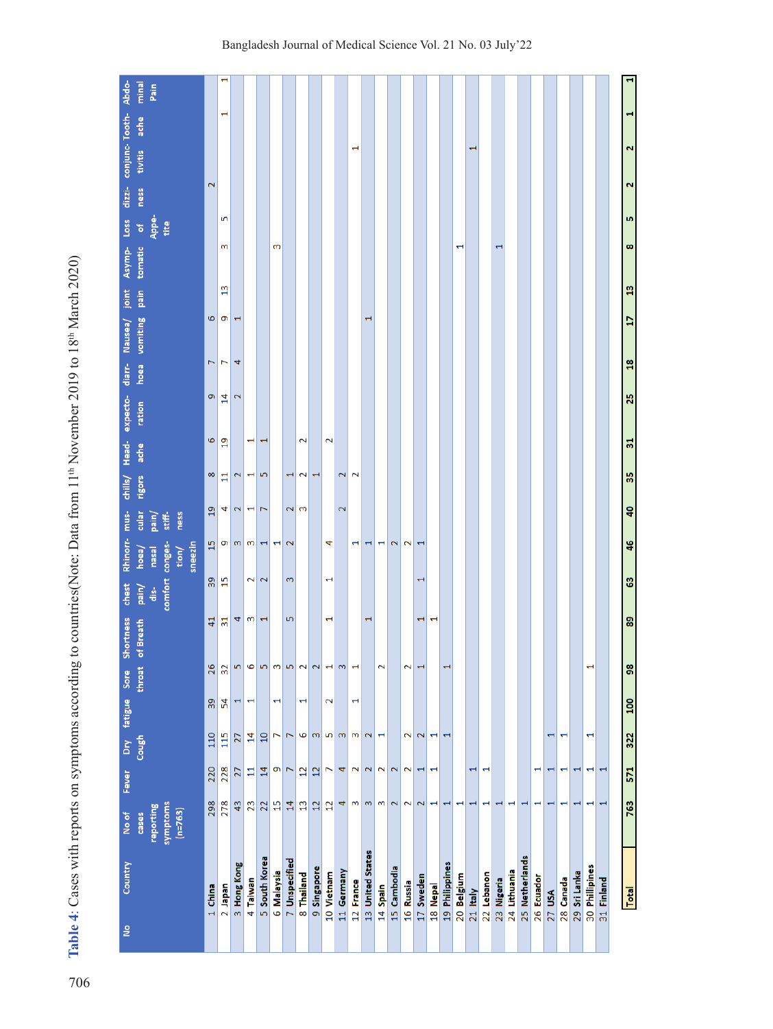**Table 4**: Cases with reports on symptoms according to countries(Note: Data from 11th November 2019 to 18th March 2020)

| No | Country | No of cases reporting symptoms (n=763) | Fever | Dry Cough | fatigue | Sore throat | Shortness of Breath | chest pain/ dis-comfort | Rhinorr-hoea/ nasal conges-tion/ sneezin | mus-cular pain/ stiff-ness | chills/ rigors | Head-ache | expecto-ration | diarr-hoea | Nausea/ vomiting | joint pain | Asymp-tomatic | Loss of Appe-tite | dizzi-ness | conjunc-tivitis | Tooth-ache | Abdo-minal Pain |
|---|---|---|---|---|---|---|---|---|---|---|---|---|---|---|---|---|---|---|---|---|---|---|
| 1 | China | 298 | 220 | 110 | 39 | 26 | 41 | 39 | 15 | 19 | 8 | 6 | 9 | 7 | 6 | | | | 2 | | | |
| 2 | Japan | 278 | 228 | 115 | 54 | 32 | 31 | 15 | 9 | 4 | 11 | 19 | 14 | 7 | 9 | 13 | 3 | 5 | | | 1 | 1 |
| 3 | Hong Kong | 43 | 27 | 27 | 1 | 5 | 4 | | 3 | 2 | 2 | | 2 | 4 | 1 | | | | | | | |
| 4 | Taiwan | 23 | 11 | 14 | 1 | 6 | 3 | 2 | 3 | 1 | 1 | 1 | | | | | | | | | | |
| 5 | South Korea | 22 | 14 | 10 | | 5 | 1 | 2 | 1 | 7 | 5 | 1 | | | | | | | | | | |
| 6 | Malaysia | 15 | 9 | 7 | 1 | 3 | | | 1 | | | | | | | | 3 | | | | | |
| 7 | Unspecified | 14 | 7 | 7 | | 5 | 5 | 3 | 2 | 2 | 1 | | | | | | | | | | | |
| 8 | Thailand | 13 | 12 | 6 | 1 | 2 | | | | 3 | 2 | 2 | | | | | | | | | | |
| 9 | Singapore | 12 | 12 | 3 | | 2 | | | | | 1 | | | | | | | | | | | |
| 10 | Vietnam | 12 | 7 | 5 | 2 | 1 | 1 | 1 | 4 | | | 2 | | | | | | | | | | |
| 11 | Germany | 4 | 4 | 3 | | 3 | | | | 2 | 2 | | | | | | | | | | | |
| 12 | France | 3 | 2 | 3 | 1 | 1 | | | 1 | | 2 | | | | | | | | | 1 | | |
| 13 | United States | 3 | 2 | 2 | | | 1 | | 1 | | | | | | 1 | | | | | | | |
| 14 | Spain | 3 | 2 | 1 | | 2 | | | 1 | | | | | | | | | | | | | |
| 15 | Cambodia | 2 | 2 | | | | | | 2 | | | | | | | | | | | | | |
| 16 | Russia | 2 | 2 | 2 | | 2 | | | 2 | | | | | | | | | | | | | |
| 17 | Sweden | 2 | 1 | 2 | | 1 | 1 | 1 | 1 | | | | | | | | | | | | | |
| 18 | Nepal | 1 | 1 | 1 | | | 1 | | | | | | | | | | | | | | | |
| 19 | Philippines | 1 | | 1 | | 1 | | | | | | | | | | | | | | | | |
| 20 | Belgium | 1 | | | | | | | | | | | | | | | 1 | | | | | |
| 21 | Italy | 1 | 1 | | | | | | | | | | | | | | | | | 1 | | |
| 22 | Lebanon | 1 | 1 | | | | | | | | | | | | | | | | | | | |
| 23 | Nigeria | 1 | | | | | | | | | | | | | | | 1 | | | | | |
| 24 | Lithuania | 1 | | | | | | | | | | | | | | | | | | | | |
| 25 | Netherlands | 1 | | | | | | | | | | | | | | | | | | | | |
| 26 | Ecuador | 1 | 1 | | | | | | | | | | | | | | | | | | | |
| 27 | USA | 1 | 1 | 1 | | | | | | | | | | | | | | | | | | |
| 28 | Canada | 1 | 1 | 1 | | | | | | | | | | | | | | | | | | |
| 29 | Sri Lanka | 1 | 1 | | | | | | | | | | | | | | | | | | | |
| 30 | Phillipines | 1 | 1 | 1 | | 1 | | | | | | | | | | | | | | | | |
| 31 | Finland | 1 | 1 | | | | | | | | | | | | | | | | | | | |
| | **Total** | **763** | **571** | **322** | **100** | **98** | **89** | **63** | **46** | **40** | **35** | **31** | **25** | **18** | **17** | **13** | **8** | **5** | **2** | **2** | **1** | **1** |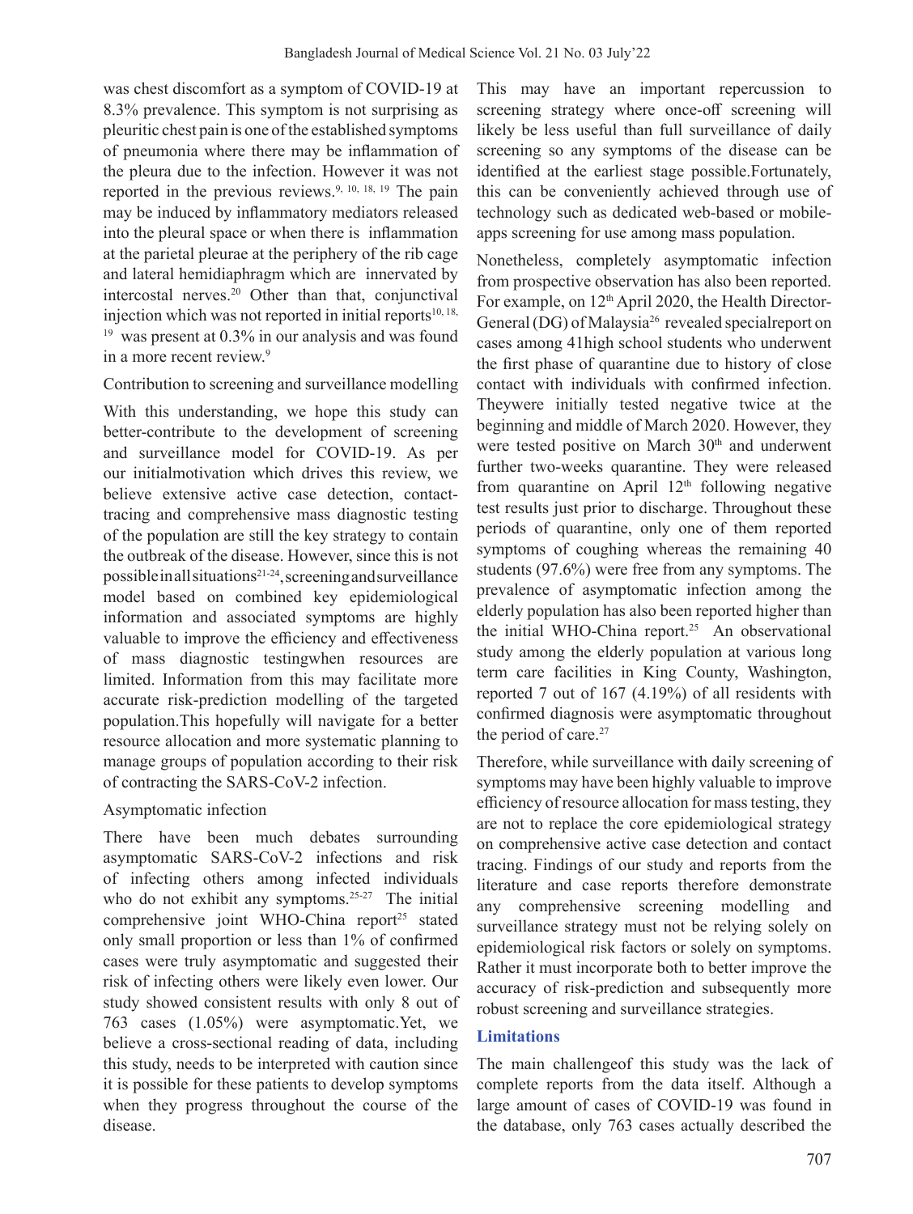was chest discomfort as a symptom of COVID-19 at 8.3% prevalence. This symptom is not surprising as pleuritic chest pain is one of the established symptoms of pneumonia where there may be inflammation of the pleura due to the infection. However it was not reported in the previous reviews.[9, 10, 18, 19] The pain may be induced by inflammatory mediators released into the pleural space or when there is inflammation at the parietal pleurae at the periphery of the rib cage and lateral hemidiaphragm which are innervated by intercostal nerves.[20] Other than that, conjunctival injection which was not reported in initial reports[10, 18, 19] was present at 0.3% in our analysis and was found in a more recent review.[9]

Contribution to screening and surveillance modelling

With this understanding, we hope this study can better-contribute to the development of screening and surveillance model for COVID-19. As per our initialmotivation which drives this review, we believe extensive active case detection, contact-tracing and comprehensive mass diagnostic testing of the population are still the key strategy to contain the outbreak of the disease. However, since this is not possible in all situations[21-24], screening and surveillance model based on combined key epidemiological information and associated symptoms are highly valuable to improve the efficiency and effectiveness of mass diagnostic testingwhen resources are limited. Information from this may facilitate more accurate risk-prediction modelling of the targeted population.This hopefully will navigate for a better resource allocation and more systematic planning to manage groups of population according to their risk of contracting the SARS-CoV-2 infection.

Asymptomatic infection

There have been much debates surrounding asymptomatic SARS-CoV-2 infections and risk of infecting others among infected individuals who do not exhibit any symptoms.[25-27] The initial comprehensive joint WHO-China report[25] stated only small proportion or less than 1% of confirmed cases were truly asymptomatic and suggested their risk of infecting others were likely even lower. Our study showed consistent results with only 8 out of 763 cases (1.05%) were asymptomatic.Yet, we believe a cross-sectional reading of data, including this study, needs to be interpreted with caution since it is possible for these patients to develop symptoms when they progress throughout the course of the disease.

This may have an important repercussion to screening strategy where once-off screening will likely be less useful than full surveillance of daily screening so any symptoms of the disease can be identified at the earliest stage possible.Fortunately, this can be conveniently achieved through use of technology such as dedicated web-based or mobile-apps screening for use among mass population.

Nonetheless, completely asymptomatic infection from prospective observation has also been reported. For example, on 12th April 2020, the Health Director-General (DG) of Malaysia[26] revealed specialreport on cases among 41high school students who underwent the first phase of quarantine due to history of close contact with individuals with confirmed infection. Theywere initially tested negative twice at the beginning and middle of March 2020. However, they were tested positive on March 30th and underwent further two-weeks quarantine. They were released from quarantine on April 12th following negative test results just prior to discharge. Throughout these periods of quarantine, only one of them reported symptoms of coughing whereas the remaining 40 students (97.6%) were free from any symptoms. The prevalence of asymptomatic infection among the elderly population has also been reported higher than the initial WHO-China report.[25] An observational study among the elderly population at various long term care facilities in King County, Washington, reported 7 out of 167 (4.19%) of all residents with confirmed diagnosis were asymptomatic throughout the period of care.[27]

Therefore, while surveillance with daily screening of symptoms may have been highly valuable to improve efficiency of resource allocation for mass testing, they are not to replace the core epidemiological strategy on comprehensive active case detection and contact tracing. Findings of our study and reports from the literature and case reports therefore demonstrate any comprehensive screening modelling and surveillance strategy must not be relying solely on epidemiological risk factors or solely on symptoms. Rather it must incorporate both to better improve the accuracy of risk-prediction and subsequently more robust screening and surveillance strategies.

## Limitations

The main challengeof this study was the lack of complete reports from the data itself. Although a large amount of cases of COVID-19 was found in the database, only 763 cases actually described the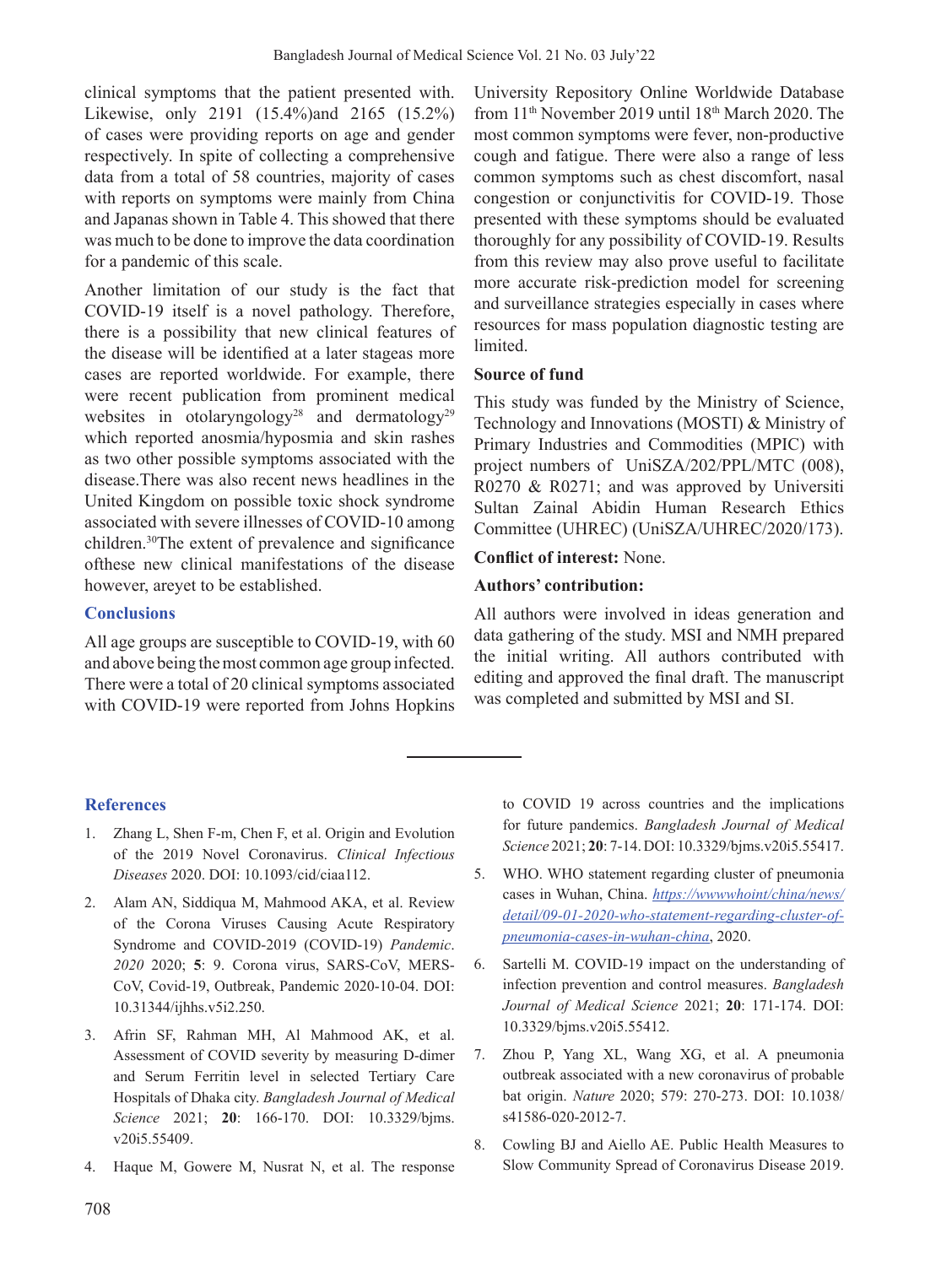clinical symptoms that the patient presented with. Likewise, only 2191 (15.4%)and 2165 (15.2%) of cases were providing reports on age and gender respectively. In spite of collecting a comprehensive data from a total of 58 countries, majority of cases with reports on symptoms were mainly from China and Japanas shown in Table 4. This showed that there was much to be done to improve the data coordination for a pandemic of this scale.

Another limitation of our study is the fact that COVID-19 itself is a novel pathology. Therefore, there is a possibility that new clinical features of the disease will be identified at a later stageas more cases are reported worldwide. For example, there were recent publication from prominent medical websites in otolaryngology[28] and dermatology[29] which reported anosmia/hyposmia and skin rashes as two other possible symptoms associated with the disease.There was also recent news headlines in the United Kingdom on possible toxic shock syndrome associated with severe illnesses of COVID-10 among children.[30]The extent of prevalence and significance ofthese new clinical manifestations of the disease however, areyet to be established.

## Conclusions

All age groups are susceptible to COVID-19, with 60 and above being the most common age group infected. There were a total of 20 clinical symptoms associated with COVID-19 were reported from Johns Hopkins University Repository Online Worldwide Database from 11th November 2019 until 18th March 2020. The most common symptoms were fever, non-productive cough and fatigue. There were also a range of less common symptoms such as chest discomfort, nasal congestion or conjunctivitis for COVID-19. Those presented with these symptoms should be evaluated thoroughly for any possibility of COVID-19. Results from this review may also prove useful to facilitate more accurate risk-prediction model for screening and surveillance strategies especially in cases where resources for mass population diagnostic testing are limited.

**Source of fund**

This study was funded by the Ministry of Science, Technology and Innovations (MOSTI) & Ministry of Primary Industries and Commodities (MPIC) with project numbers of UniSZA/202/PPL/MTC (008), R0270 & R0271; and was approved by Universiti Sultan Zainal Abidin Human Research Ethics Committee (UHREC) (UniSZA/UHREC/2020/173).

**Conflict of interest:** None.

**Authors' contribution:**

All authors were involved in ideas generation and data gathering of the study. MSI and NMH prepared the initial writing. All authors contributed with editing and approved the final draft. The manuscript was completed and submitted by MSI and SI.

## References

1. Zhang L, Shen F-m, Chen F, et al. Origin and Evolution of the 2019 Novel Coronavirus. *Clinical Infectious Diseases* 2020. DOI: 10.1093/cid/ciaa112.
2. Alam AN, Siddiqua M, Mahmood AKA, et al. Review of the Corona Viruses Causing Acute Respiratory Syndrome and COVID-2019 (COVID-19) *Pandemic. 2020* 2020; **5**: 9. Corona virus, SARS-CoV, MERS-CoV, Covid-19, Outbreak, Pandemic 2020-10-04. DOI: 10.31344/ijhhs.v5i2.250.
3. Afrin SF, Rahman MH, Al Mahmood AK, et al. Assessment of COVID severity by measuring D-dimer and Serum Ferritin level in selected Tertiary Care Hospitals of Dhaka city. *Bangladesh Journal of Medical Science* 2021; **20**: 166-170. DOI: 10.3329/bjms.v20i5.55409.
4. Haque M, Gowere M, Nusrat N, et al. The response to COVID 19 across countries and the implications for future pandemics. *Bangladesh Journal of Medical Science* 2021; **20**: 7-14. DOI: 10.3329/bjms.v20i5.55417.
5. WHO. WHO statement regarding cluster of pneumonia cases in Wuhan, China. *https://wwwwhoint/china/news/detail/09-01-2020-who-statement-regarding-cluster-of-pneumonia-cases-in-wuhan-china*, 2020.
6. Sartelli M. COVID-19 impact on the understanding of infection prevention and control measures. *Bangladesh Journal of Medical Science* 2021; **20**: 171-174. DOI: 10.3329/bjms.v20i5.55412.
7. Zhou P, Yang XL, Wang XG, et al. A pneumonia outbreak associated with a new coronavirus of probable bat origin. *Nature* 2020; 579: 270-273. DOI: 10.1038/s41586-020-2012-7.
8. Cowling BJ and Aiello AE. Public Health Measures to Slow Community Spread of Coronavirus Disease 2019.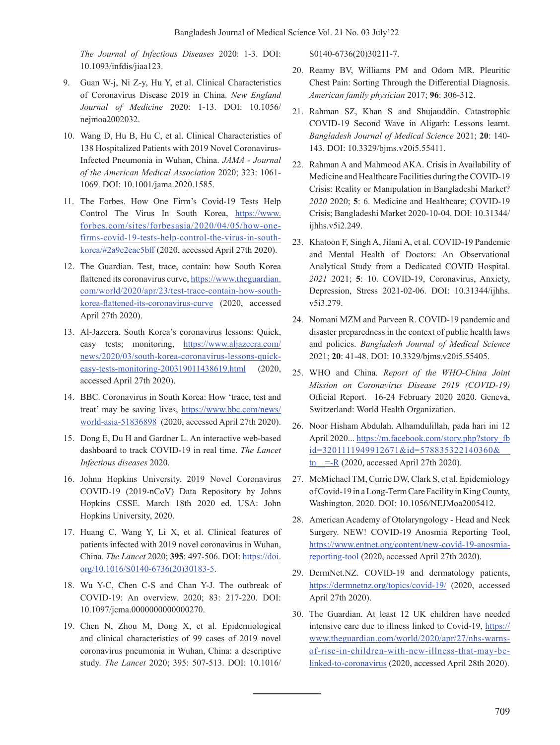*The Journal of Infectious Diseases* 2020: 1-3. DOI: 10.1093/infdis/jiaa123.

9. Guan W-j, Ni Z-y, Hu Y, et al. Clinical Characteristics of Coronavirus Disease 2019 in China. *New England Journal of Medicine* 2020: 1-13. DOI: 10.1056/nejmoa2002032.

10. Wang D, Hu B, Hu C, et al. Clinical Characteristics of 138 Hospitalized Patients with 2019 Novel Coronavirus-Infected Pneumonia in Wuhan, China. *JAMA - Journal of the American Medical Association* 2020; 323: 1061-1069. DOI: 10.1001/jama.2020.1585.

11. The Forbes. How One Firm's Covid-19 Tests Help Control The Virus In South Korea, https://www.forbes.com/sites/forbesasia/2020/04/05/how-one-firms-covid-19-tests-help-control-the-virus-in-south-korea/#2a9e2cac5bff (2020, accessed April 27th 2020).

12. The Guardian. Test, trace, contain: how South Korea flattened its coronavirus curve, https://www.theguardian.com/world/2020/apr/23/test-trace-contain-how-south-korea-flattened-its-coronavirus-curve (2020, accessed April 27th 2020).

13. Al-Jazeera. South Korea's coronavirus lessons: Quick, easy tests; monitoring, https://www.aljazeera.com/news/2020/03/south-korea-coronavirus-lessons-quick-easy-tests-monitoring-200319011438619.html (2020, accessed April 27th 2020).

14. BBC. Coronavirus in South Korea: How 'trace, test and treat' may be saving lives, https://www.bbc.com/news/world-asia-51836898 (2020, accessed April 27th 2020).

15. Dong E, Du H and Gardner L. An interactive web-based dashboard to track COVID-19 in real time. *The Lancet Infectious diseases* 2020.

16. Johnn Hopkins University. 2019 Novel Coronavirus COVID-19 (2019-nCoV) Data Repository by Johns Hopkins CSSE. March 18th 2020 ed. USA: John Hopkins University, 2020.

17. Huang C, Wang Y, Li X, et al. Clinical features of patients infected with 2019 novel coronavirus in Wuhan, China. *The Lancet* 2020; **395**: 497-506. DOI: https://doi.org/10.1016/S0140-6736(20)30183-5.

18. Wu Y-C, Chen C-S and Chan Y-J. The outbreak of COVID-19: An overview. 2020; 83: 217-220. DOI: 10.1097/jcma.0000000000000270.

19. Chen N, Zhou M, Dong X, et al. Epidemiological and clinical characteristics of 99 cases of 2019 novel coronavirus pneumonia in Wuhan, China: a descriptive study. *The Lancet* 2020; 395: 507-513. DOI: 10.1016/S0140-6736(20)30211-7.

20. Reamy BV, Williams PM and Odom MR. Pleuritic Chest Pain: Sorting Through the Differential Diagnosis. *American family physician* 2017; **96**: 306-312.

21. Rahman SZ, Khan S and Shujauddin. Catastrophic COVID-19 Second Wave in Aligarh: Lessons learnt. *Bangladesh Journal of Medical Science* 2021; **20**: 140-143. DOI: 10.3329/bjms.v20i5.55411.

22. Rahman A and Mahmood AKA. Crisis in Availability of Medicine and Healthcare Facilities during the COVID-19 Crisis: Reality or Manipulation in Bangladeshi Market? *2020* 2020; **5**: 6. Medicine and Healthcare; COVID-19 Crisis; Bangladeshi Market 2020-10-04. DOI: 10.31344/ijhhs.v5i2.249.

23. Khatoon F, Singh A, Jilani A, et al. COVID-19 Pandemic and Mental Health of Doctors: An Observational Analytical Study from a Dedicated COVID Hospital. *2021* 2021; **5**: 10. COVID-19, Coronavirus, Anxiety, Depression, Stress 2021-02-06. DOI: 10.31344/ijhhs.v5i3.279.

24. Nomani MZM and Parveen R. COVID-19 pandemic and disaster preparedness in the context of public health laws and policies. *Bangladesh Journal of Medical Science* 2021; **20**: 41-48. DOI: 10.3329/bjms.v20i5.55405.

25. WHO and China. *Report of the WHO-China Joint Mission on Coronavirus Disease 2019 (COVID-19)* Official Report. 16-24 February 2020 2020. Geneva, Switzerland: World Health Organization.

26. Noor Hisham Abdulah. Alhamdulillah, pada hari ini 12 April 2020... https://m.facebook.com/story.php?story_fbid=3201111949912671&id=578835322140360&_tn__=-R (2020, accessed April 27th 2020).

27. McMichael TM, Currie DW, Clark S, et al. Epidemiology of Covid-19 in a Long-Term Care Facility in King County, Washington. 2020. DOI: 10.1056/NEJMoa2005412.

28. American Academy of Otolaryngology - Head and Neck Surgery. NEW! COVID-19 Anosmia Reporting Tool, https://www.entnet.org/content/new-covid-19-anosmia-reporting-tool (2020, accessed April 27th 2020).

29. DermNet.NZ. COVID-19 and dermatology patients, https://dermnetnz.org/topics/covid-19/ (2020, accessed April 27th 2020).

30. The Guardian. At least 12 UK children have needed intensive care due to illness linked to Covid-19, https://www.theguardian.com/world/2020/apr/27/nhs-warns-of-rise-in-children-with-new-illness-that-may-be-linked-to-coronavirus (2020, accessed April 28th 2020).